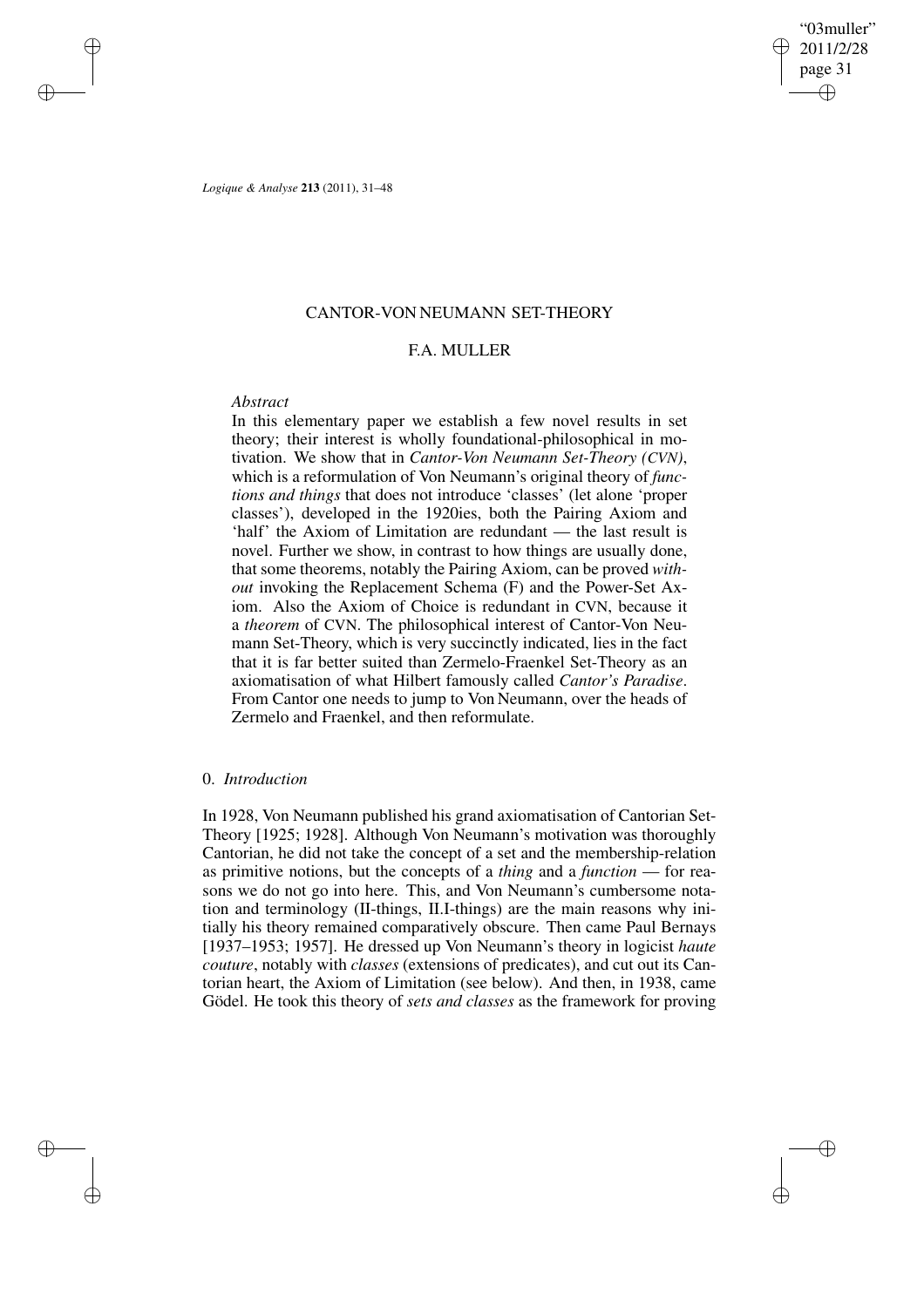# CANTOR-VON NEUMANN SET-THEORY

## F.A. MULLER

*Abstract*

In this elementary paper we establish a few novel results in set theory; their interest is wholly foundational-philosophical in motivation. We show that in *Cantor-Von Neumann Set-Theory (CVN)*, which is a reformulation of Von Neumann's original theory of *functions and things* that does not introduce 'classes' (let alone 'proper classes'), developed in the 1920ies, both the Pairing Axiom and 'half' the Axiom of Limitation are redundant — the last result is novel. Further we show, in contrast to how things are usually done, that some theorems, notably the Pairing Axiom, can be proved *without* invoking the Replacement Schema (F) and the Power-Set Axiom. Also the Axiom of Choice is redundant in CVN, because it a *theorem* of CVN. The philosophical interest of Cantor-Von Neumann Set-Theory, which is very succinctly indicated, lies in the fact that it is far better suited than Zermelo-Fraenkel Set-Theory as an axiomatisation of what Hilbert famously called *Cantor's Paradise*. From Cantor one needs to jump to Von Neumann, over the heads of Zermelo and Fraenkel, and then reformulate.

## 0. *Introduction*

In 1928, Von Neumann published his grand axiomatisation of Cantorian Set-Theory [1925; 1928]. Although Von Neumann's motivation was thoroughly Cantorian, he did not take the concept of a set and the membership-relation as primitive notions, but the concepts of a *thing* and a *function* — for reasons we do not go into here. This, and Von Neumann's cumbersome notation and terminology (II-things, II.I-things) are the main reasons why initially his theory remained comparatively obscure. Then came Paul Bernays [1937–1953; 1957]. He dressed up Von Neumann's theory in logicist *haute couture*, notably with *classes* (extensions of predicates), and cut out its Cantorian heart, the Axiom of Limitation (see below). And then, in 1938, came Gödel. He took this theory of *sets and classes* as the framework for proving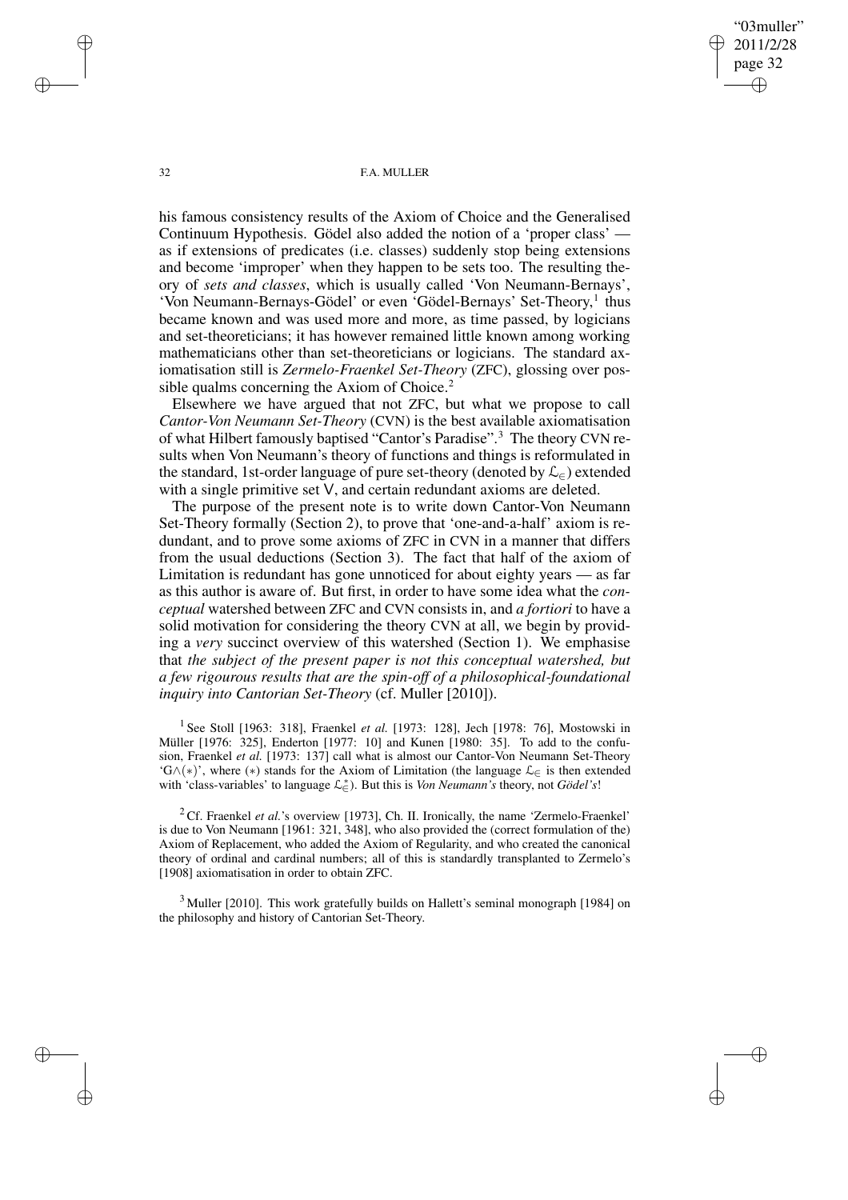his famous consistency results of the Axiom of Choice and the Generalised Continuum Hypothesis. Gödel also added the notion of a 'proper class' — as if extensions of predicates (i.e. classes) suddenly stop being extensions and become 'improper' when they happen to be sets too. The resulting theory of *sets and classes*, which is usually called 'Von Neumann-Bernays', 'Von Neumann-Bernays-Gödel' or even 'Gödel-Bernays' Set-Theory,[1] thus became known and was used more and more, as time passed, by logicians and set-theoreticians; it has however remained little known among working mathematicians other than set-theoreticians or logicians. The standard axiomatisation still is *Zermelo-Fraenkel Set-Theory* (ZFC), glossing over possible qualms concerning the Axiom of Choice.[2]

Elsewhere we have argued that not ZFC, but what we propose to call *Cantor-Von Neumann Set-Theory* (CVN) is the best available axiomatisation of what Hilbert famously baptised "Cantor's Paradise".[3] The theory CVN results when Von Neumann's theory of functions and things is reformulated in the standard, 1st-order language of pure set-theory (denoted by $\mathcal{L}_{\in}$) extended with a single primitive set $\mathsf{V}$, and certain redundant axioms are deleted.

The purpose of the present note is to write down Cantor-Von Neumann Set-Theory formally (Section 2), to prove that 'one-and-a-half' axiom is redundant, and to prove some axioms of ZFC in CVN in a manner that differs from the usual deductions (Section 3). The fact that half of the axiom of Limitation is redundant has gone unnoticed for about eighty years — as far as this author is aware of. But first, in order to have some idea what the *conceptual* watershed between ZFC and CVN consists in, and *a fortiori* to have a solid motivation for considering the theory CVN at all, we begin by providing a *very* succinct overview of this watershed (Section 1). We emphasise that *the subject of the present paper is not this conceptual watershed, but a few rigourous results that are the spin-off of a philosophical-foundational inquiry into Cantorian Set-Theory* (cf. Muller [2010]).

[1] See Stoll [1963: 318], Fraenkel *et al.* [1973: 128], Jech [1978: 76], Mostowski in Müller [1976: 325], Enderton [1977: 10] and Kunen [1980: 35]. To add to the confusion, Fraenkel *et al.* [1973: 137] call what is almost our Cantor-Von Neumann Set-Theory '$\mathrm{G}\wedge(*)$', where $(*)$ stands for the Axiom of Limitation (the language $\mathcal{L}_{\in}$ is then extended with 'class-variables' to language $\mathcal{L}^{*}_{\in}$). But this is *Von Neumann's* theory, not *Gödel's*!

[2] Cf. Fraenkel *et al.*'s overview [1973], Ch. II. Ironically, the name 'Zermelo-Fraenkel' is due to Von Neumann [1961: 321, 348], who also provided the (correct formulation of the) Axiom of Replacement, who added the Axiom of Regularity, and who created the canonical theory of ordinal and cardinal numbers; all of this is standardly transplanted to Zermelo's [1908] axiomatisation in order to obtain ZFC.

[3] Muller [2010]. This work gratefully builds on Hallett's seminal monograph [1984] on the philosophy and history of Cantorian Set-Theory.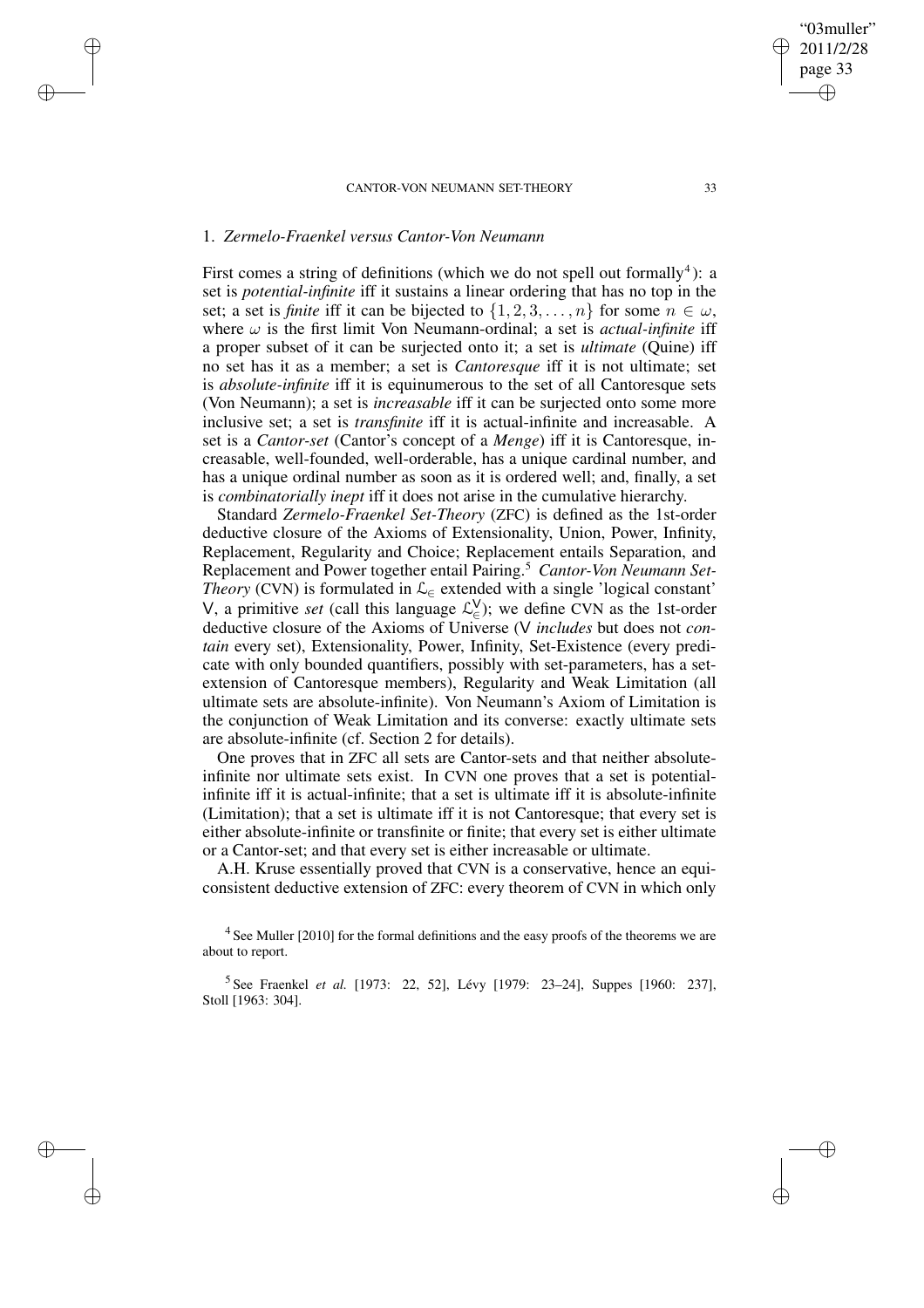## 1. *Zermelo-Fraenkel versus Cantor-Von Neumann*

First comes a string of definitions (which we do not spell out formally[4]): a set is *potential-infinite* iff it sustains a linear ordering that has no top in the set; a set is *finite* iff it can be bijected to $\{1, 2, 3, \ldots, n\}$ for some $n \in \omega$, where $\omega$ is the first limit Von Neumann-ordinal; a set is *actual-infinite* iff a proper subset of it can be surjected onto it; a set is *ultimate* (Quine) iff no set has it as a member; a set is *Cantoresque* iff it is not ultimate; set is *absolute-infinite* iff it is equinumerous to the set of all Cantoresque sets (Von Neumann); a set is *increasable* iff it can be surjected onto some more inclusive set; a set is *transfinite* iff it is actual-infinite and increasable. A set is a *Cantor-set* (Cantor's concept of a *Menge*) iff it is Cantoresque, increasable, well-founded, well-orderable, has a unique cardinal number, and has a unique ordinal number as soon as it is ordered well; and, finally, a set is *combinatorially inept* iff it does not arise in the cumulative hierarchy.

Standard *Zermelo-Fraenkel Set-Theory* (ZFC) is defined as the 1st-order deductive closure of the Axioms of Extensionality, Union, Power, Infinity, Replacement, Regularity and Choice; Replacement entails Separation, and Replacement and Power together entail Pairing.[5] *Cantor-Von Neumann Set-Theory* (CVN) is formulated in $\mathcal{L}_\in$ extended with a single 'logical constant' $\mathsf{V}$, a primitive *set* (call this language $\mathcal{L}_\in^{\mathsf{V}}$); we define CVN as the 1st-order deductive closure of the Axioms of Universe ($\mathsf{V}$ *includes* but does not *contain* every set), Extensionality, Power, Infinity, Set-Existence (every predicate with only bounded quantifiers, possibly with set-parameters, has a set-extension of Cantoresque members), Regularity and Weak Limitation (all ultimate sets are absolute-infinite). Von Neumann's Axiom of Limitation is the conjunction of Weak Limitation and its converse: exactly ultimate sets are absolute-infinite (cf. Section 2 for details).

One proves that in ZFC all sets are Cantor-sets and that neither absolute-infinite nor ultimate sets exist. In CVN one proves that a set is potential-infinite iff it is actual-infinite; that a set is ultimate iff it is absolute-infinite (Limitation); that a set is ultimate iff it is not Cantoresque; that every set is either absolute-infinite or transfinite or finite; that every set is either ultimate or a Cantor-set; and that every set is either increasable or ultimate.

A.H. Kruse essentially proved that CVN is a conservative, hence an equi-consistent deductive extension of ZFC: every theorem of CVN in which only

[4] See Muller [2010] for the formal definitions and the easy proofs of the theorems we are about to report.

[5] See Fraenkel *et al.* [1973: 22, 52], Lévy [1979: 23–24], Suppes [1960: 237], Stoll [1963: 304].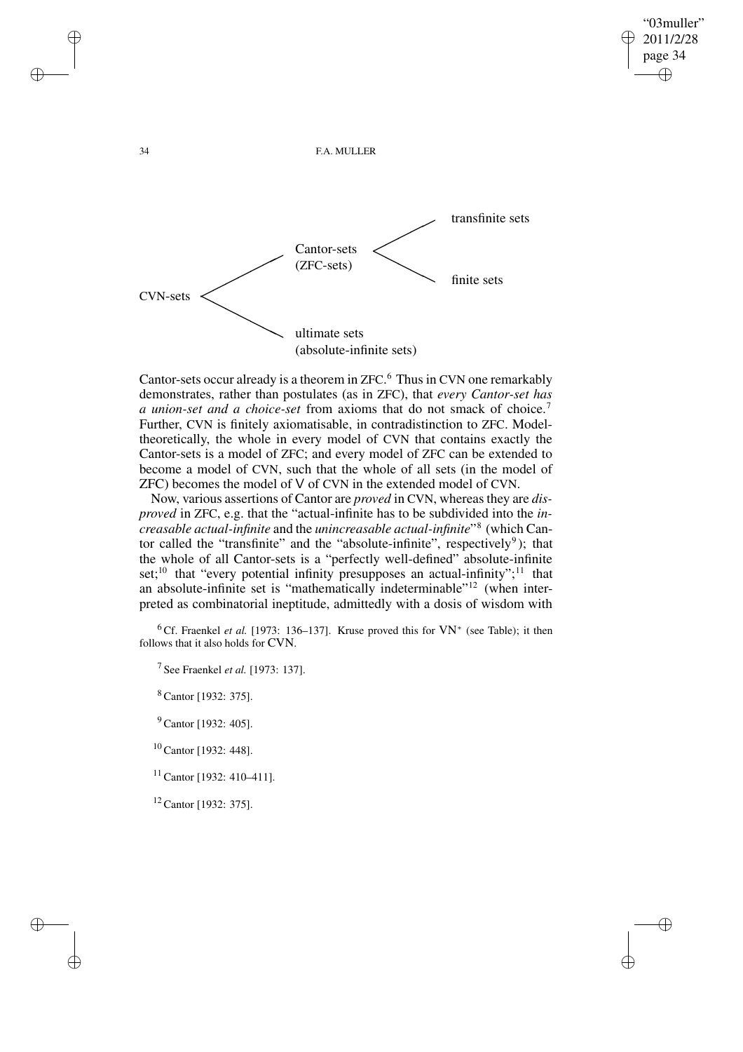- CVN-sets
  - Cantor-sets (ZFC-sets)
    - transfinite sets
    - finite sets
  - ultimate sets (absolute-infinite sets)

Cantor-sets occur already is a theorem in ZFC.[6] Thus in CVN one remarkably demonstrates, rather than postulates (as in ZFC), that *every Cantor-set has a union-set and a choice-set* from axioms that do not smack of choice.[7] Further, CVN is finitely axiomatisable, in contradistinction to ZFC. Model-theoretically, the whole in every model of CVN that contains exactly the Cantor-sets is a model of ZFC; and every model of ZFC can be extended to become a model of CVN, such that the whole of all sets (in the model of ZFC) becomes the model of V of CVN in the extended model of CVN.

Now, various assertions of Cantor are *proved* in CVN, whereas they are *disproved* in ZFC, e.g. that the "actual-infinite has to be subdivided into the *increasable actual-infinite* and the *unincreasable actual-infinite*"[8] (which Cantor called the "transfinite" and the "absolute-infinite", respectively[9]); that the whole of all Cantor-sets is a "perfectly well-defined" absolute-infinite set;[10] that "every potential infinity presupposes an actual-infinity";[11] that an absolute-infinite set is "mathematically indeterminable"[12] (when interpreted as combinatorial ineptitude, admittedly with a dosis of wisdom with

[6] Cf. Fraenkel *et al.* [1973: 136–137]. Kruse proved this for $\mathsf{VN}^*$ (see Table); it then follows that it also holds for CVN.

[7] See Fraenkel *et al.* [1973: 137].

[8] Cantor [1932: 375].

[9] Cantor [1932: 405].

[10] Cantor [1932: 448].

[11] Cantor [1932: 410–411].

[12] Cantor [1932: 375].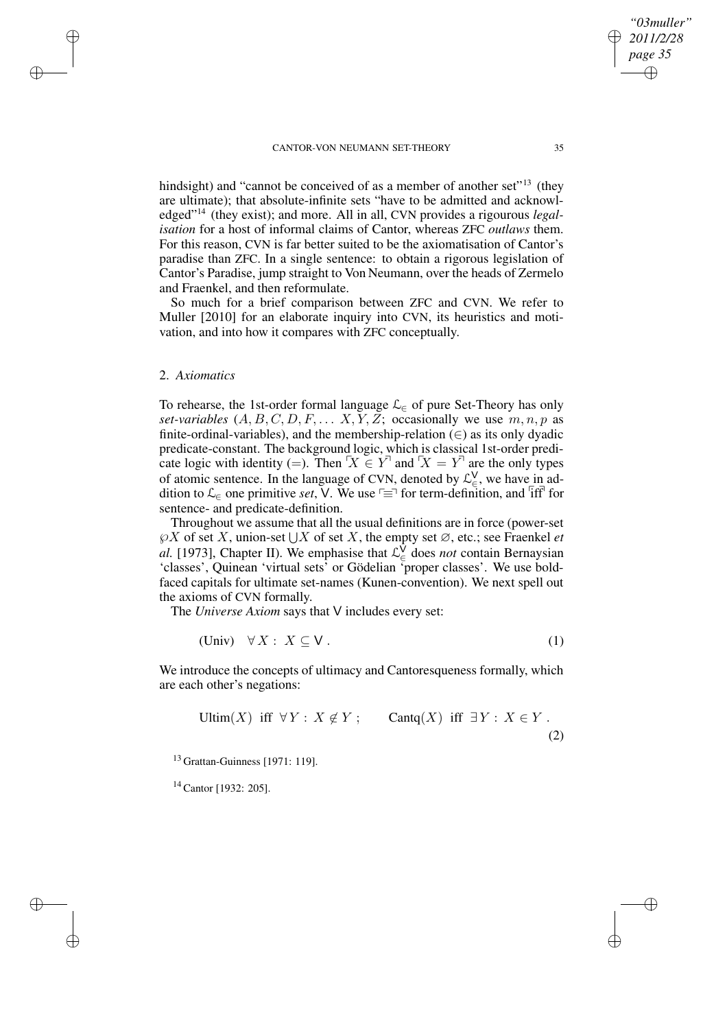hindsight) and "cannot be conceived of as a member of another set"[13] (they are ultimate); that absolute-infinite sets "have to be admitted and acknowledged"[14] (they exist); and more. All in all, CVN provides a rigourous *legalisation* for a host of informal claims of Cantor, whereas ZFC *outlaws* them. For this reason, CVN is far better suited to be the axiomatisation of Cantor's paradise than ZFC. In a single sentence: to obtain a rigorous legislation of Cantor's Paradise, jump straight to Von Neumann, over the heads of Zermelo and Fraenkel, and then reformulate.

So much for a brief comparison between ZFC and CVN. We refer to Muller [2010] for an elaborate inquiry into CVN, its heuristics and motivation, and into how it compares with ZFC conceptually.

## 2. *Axiomatics*

To rehearse, the 1st-order formal language $\mathcal{L}_\in$ of pure Set-Theory has only *set-variables* ($A, B, C, D, F, \ldots\ X, Y, Z$; occasionally we use $m, n, p$ as finite-ordinal-variables), and the membership-relation ($\in$) as its only dyadic predicate-constant. The background logic, which is classical 1st-order predicate logic with identity ($=$). Then $\ulcorner X \in Y \urcorner$ and $\ulcorner X = Y \urcorner$ are the only types of atomic sentence. In the language of CVN, denoted by $\mathcal{L}_\in^{\mathsf{V}}$, we have in addition to $\mathcal{L}_\in$ one primitive *set*, $\mathsf{V}$. We use $\ulcorner \equiv \urcorner$ for term-definition, and $\ulcorner$iff$\urcorner$ for sentence- and predicate-definition.

Throughout we assume that all the usual definitions are in force (power-set $\wp X$ of set $X$, union-set $\bigcup X$ of set $X$, the empty set $\varnothing$, etc.; see Fraenkel *et al.* [1973], Chapter II). We emphasise that $\mathcal{L}_\in^{\mathsf{V}}$ does *not* contain Bernaysian 'classes', Quinean 'virtual sets' or Gödelian 'proper classes'. We use boldfaced capitals for ultimate set-names (Kunen-convention). We next spell out the axioms of CVN formally.

The *Universe Axiom* says that $\mathsf{V}$ includes every set:

$$\text{(Univ)} \quad \forall X : \ X \subseteq \mathsf{V} \,. \tag{1}$$

We introduce the concepts of ultimacy and Cantoresqueness formally, which are each other's negations:

$$\text{Ultim}(X) \ \text{ iff } \ \forall Y : \ X \notin Y \, ; \qquad \text{Cantq}(X) \ \text{ iff } \ \exists Y : \ X \in Y \,. \tag{2}$$

[13] Grattan-Guinness [1971: 119].

[14] Cantor [1932: 205].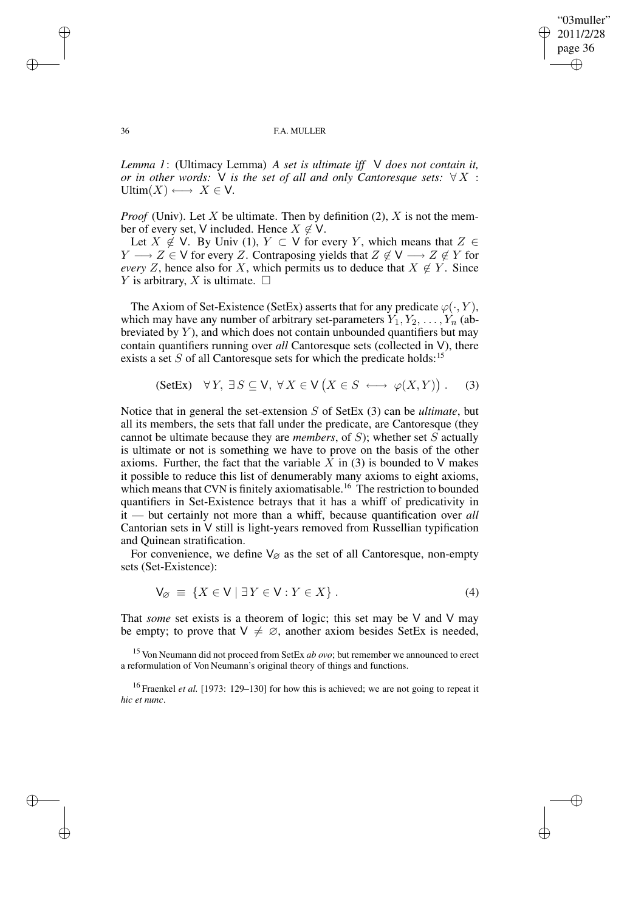*Lemma 1*: (Ultimacy Lemma) *A set is ultimate iff* $\mathsf{V}$ *does not contain it, or in other words:* $\mathsf{V}$ *is the set of all and only Cantoresque sets:* $\forall X$ : $\text{Ultim}(X) \longleftrightarrow X \in \mathsf{V}$.

*Proof* (Univ). Let $X$ be ultimate. Then by definition (2), $X$ is not the member of every set, $\mathsf{V}$ included. Hence $X \notin \mathsf{V}$.

Let $X \notin \mathsf{V}$. By Univ (1), $Y \subset \mathsf{V}$ for every $Y$, which means that $Z \in Y \longrightarrow Z \in \mathsf{V}$ for every $Z$. Contraposing yields that $Z \notin \mathsf{V} \longrightarrow Z \notin Y$ for *every* $Z$, hence also for $X$, which permits us to deduce that $X \notin Y$. Since $Y$ is arbitrary, $X$ is ultimate. $\square$

The Axiom of Set-Existence (SetEx) asserts that for any predicate $\varphi(\cdot, Y)$, which may have any number of arbitrary set-parameters $Y_1, Y_2, \ldots, Y_n$ (abbreviated by $Y$), and which does not contain unbounded quantifiers but may contain quantifiers running over *all* Cantoresque sets (collected in $\mathsf{V}$), there exists a set $S$ of all Cantoresque sets for which the predicate holds:[15]

$$\text{(SetEx)} \quad \forall Y,\ \exists S \subseteq \mathsf{V},\ \forall X \in \mathsf{V} \left( X \in S \longleftrightarrow \varphi(X, Y) \right). \qquad (3)$$

Notice that in general the set-extension $S$ of SetEx (3) can be *ultimate*, but all its members, the sets that fall under the predicate, are Cantoresque (they cannot be ultimate because they are *members*, of $S$); whether set $S$ actually is ultimate or not is something we have to prove on the basis of the other axioms. Further, the fact that the variable $X$ in (3) is bounded to $\mathsf{V}$ makes it possible to reduce this list of denumerably many axioms to eight axioms, which means that CVN is finitely axiomatisable.[16] The restriction to bounded quantifiers in Set-Existence betrays that it has a whiff of predicativity in it — but certainly not more than a whiff, because quantification over *all* Cantorian sets in $\mathsf{V}$ still is light-years removed from Russellian typification and Quinean stratification.

For convenience, we define $\mathsf{V}_\varnothing$ as the set of all Cantoresque, non-empty sets (Set-Existence):

$$\mathsf{V}_\varnothing \equiv \{X \in \mathsf{V} \mid \exists Y \in \mathsf{V} : Y \in X\}. \qquad (4)$$

That *some* set exists is a theorem of logic; this set may be $\mathsf{V}$ and $\mathsf{V}$ may be empty; to prove that $\mathsf{V} \neq \varnothing$, another axiom besides SetEx is needed,

[15] Von Neumann did not proceed from SetEx *ab ovo*; but remember we announced to erect a reformulation of Von Neumann's original theory of things and functions.

[16] Fraenkel *et al.* [1973: 129–130] for how this is achieved; we are not going to repeat it *hic et nunc*.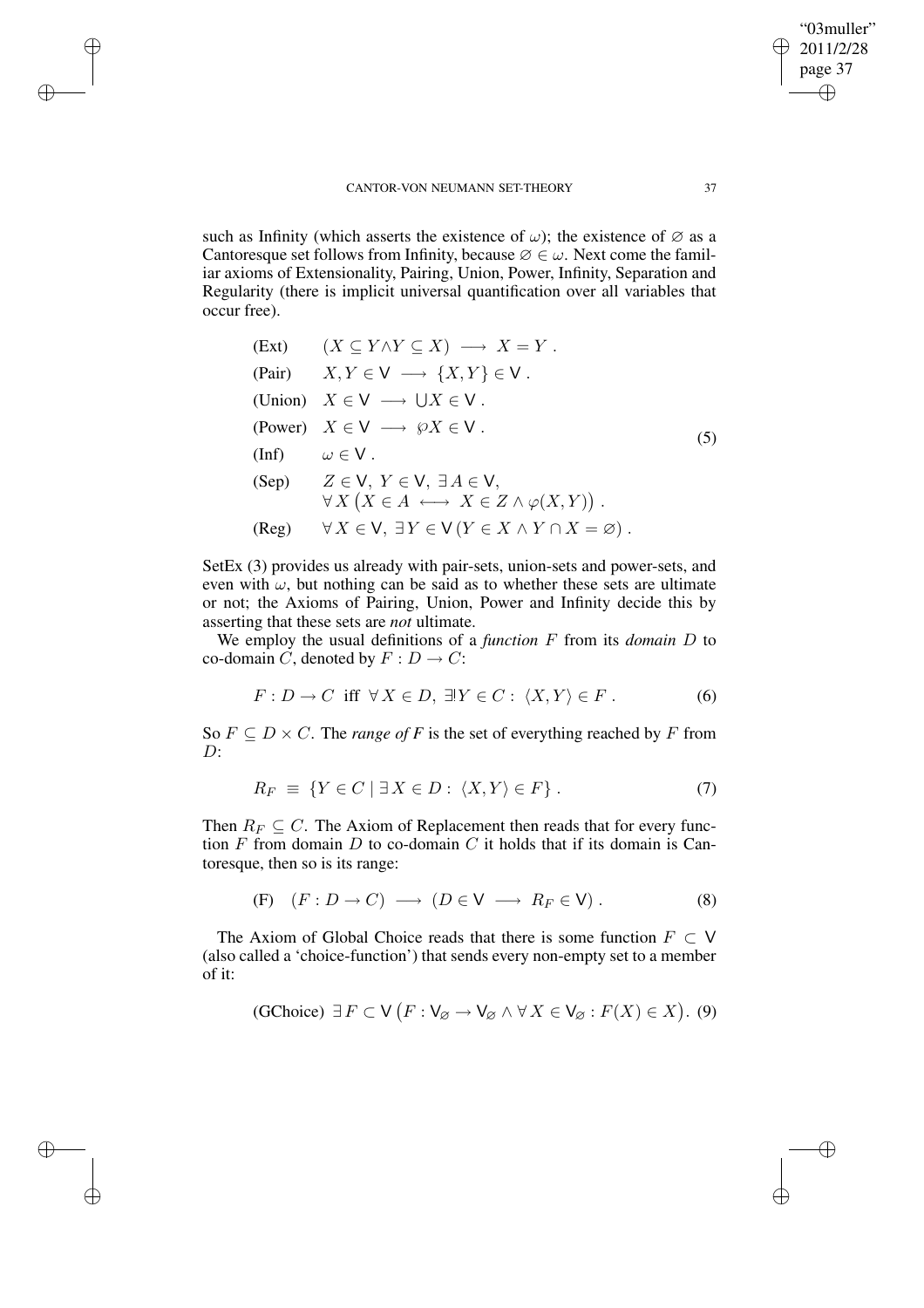such as Infinity (which asserts the existence of $\omega$); the existence of $\varnothing$ as a Cantoresque set follows from Infinity, because $\varnothing \in \omega$. Next come the familiar axioms of Extensionality, Pairing, Union, Power, Infinity, Separation and Regularity (there is implicit universal quantification over all variables that occur free).

$$
\begin{array}{ll}
\text{(Ext)} & (X \subseteq Y \wedge Y \subseteq X) \longrightarrow X = Y \, . \\
\text{(Pair)} & X, Y \in \mathsf{V} \longrightarrow \{X, Y\} \in \mathsf{V} \, . \\
\text{(Union)} & X \in \mathsf{V} \longrightarrow \bigcup X \in \mathsf{V} \, . \\
\text{(Power)} & X \in \mathsf{V} \longrightarrow \wp X \in \mathsf{V} \, . \\
\text{(Inf)} & \omega \in \mathsf{V} \, . \\
\text{(Sep)} & Z \in \mathsf{V},\ Y \in \mathsf{V},\ \exists\, A \in \mathsf{V}, \\
 & \forall\, X \left( X \in A \longleftrightarrow X \in Z \wedge \varphi(X, Y) \right) . \\
\text{(Reg)} & \forall\, X \in \mathsf{V},\ \exists\, Y \in \mathsf{V}\, (Y \in X \wedge Y \cap X = \varnothing) \, .
\end{array}
\tag{5}
$$

SetEx (3) provides us already with pair-sets, union-sets and power-sets, and even with $\omega$, but nothing can be said as to whether these sets are ultimate or not; the Axioms of Pairing, Union, Power and Infinity decide this by asserting that these sets are *not* ultimate.

We employ the usual definitions of a *function* $F$ from its *domain* $D$ to co-domain $C$, denoted by $F : D \to C$:

$$
F : D \to C \ \text{ iff } \ \forall\, X \in D,\ \exists! Y \in C : \ \langle X, Y \rangle \in F \, . \tag{6}
$$

So $F \subseteq D \times C$. The *range of F* is the set of everything reached by $F$ from $D$:

$$
R_F \ \equiv \ \{ Y \in C \mid \exists\, X \in D : \ \langle X, Y \rangle \in F \} \, . \tag{7}
$$

Then $R_F \subseteq C$. The Axiom of Replacement then reads that for every function $F$ from domain $D$ to co-domain $C$ it holds that if its domain is Cantoresque, then so is its range:

$$
\text{(F)} \quad (F : D \to C) \longrightarrow (D \in \mathsf{V} \longrightarrow R_F \in \mathsf{V}) \, . \tag{8}
$$

The Axiom of Global Choice reads that there is some function $F \subset \mathsf{V}$ (also called a 'choice-function') that sends every non-empty set to a member of it:

$$
\text{(GChoice)} \ \exists\, F \subset \mathsf{V} \left( F : \mathsf{V}_{\varnothing} \to \mathsf{V}_{\varnothing} \wedge \forall\, X \in \mathsf{V}_{\varnothing} : F(X) \in X \right). \tag{9}
$$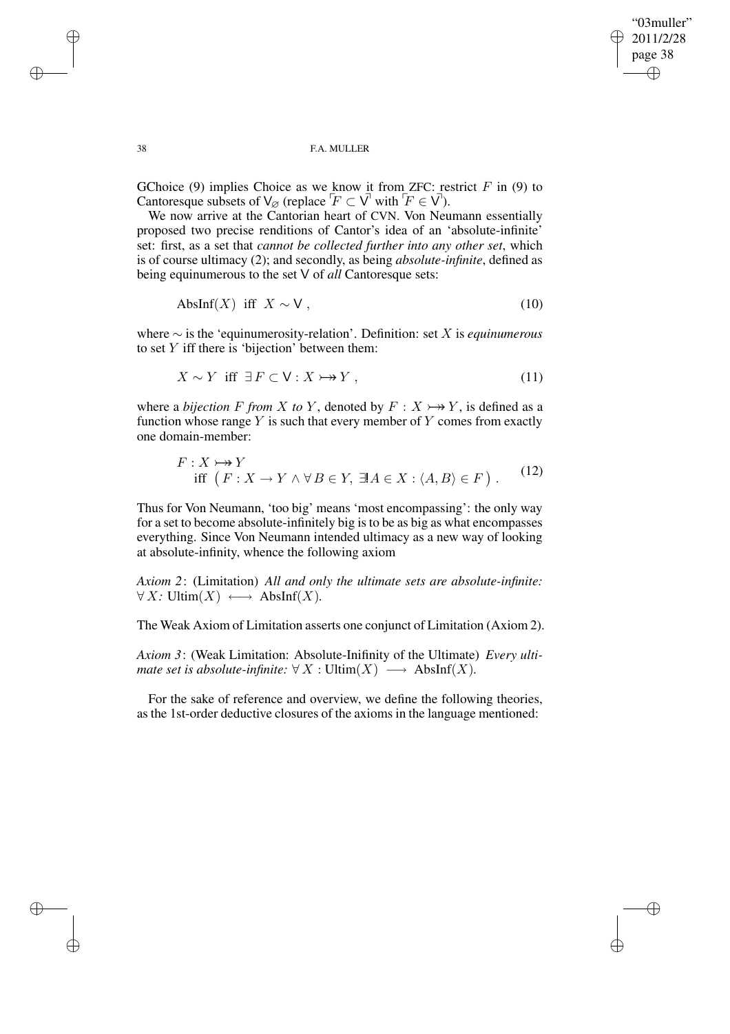GChoice (9) implies Choice as we know it from ZFC: restrict $F$ in (9) to Cantoresque subsets of $\mathsf{V}_{\varnothing}$ (replace $\ulcorner F \subset \mathsf{V} \urcorner$ with $\ulcorner F \in \mathsf{V} \urcorner$).

We now arrive at the Cantorian heart of CVN. Von Neumann essentially proposed two precise renditions of Cantor's idea of an 'absolute-infinite' set: first, as a set that *cannot be collected further into any other set*, which is of course ultimacy (2); and secondly, as being *absolute-infinite*, defined as being equinumerous to the set $\mathsf{V}$ of *all* Cantoresque sets:

$$\text{AbsInf}(X) \;\text{ iff }\; X \sim \mathsf{V} \,, \tag{10}$$

where $\sim$ is the 'equinumerosity-relation'. Definition: set $X$ is *equinumerous* to set $Y$ iff there is 'bijection' between them:

$$X \sim Y \;\text{ iff }\; \exists\, F \subset \mathsf{V} : X \rightarrowtail\!\!\!\!\rightarrow Y \,, \tag{11}$$

where a *bijection $F$ from $X$ to $Y$*, denoted by $F : X \rightarrowtail\!\!\!\!\rightarrow Y$, is defined as a function whose range $Y$ is such that every member of $Y$ comes from exactly one domain-member:

$$F : X \rightarrowtail\!\!\!\!\rightarrow Y \\ \text{iff } \big( F : X \rightarrow Y \wedge \forall\, B \in Y,\; \exists! A \in X : \langle A, B \rangle \in F \big) \,. \tag{12}$$

Thus for Von Neumann, 'too big' means 'most encompassing': the only way for a set to become absolute-infinitely big is to be as big as what encompasses everything. Since Von Neumann intended ultimacy as a new way of looking at absolute-infinity, whence the following axiom

*Axiom 2*: (Limitation) *All and only the ultimate sets are absolute-infinite:* $\forall\, X$*:* $\text{Ultim}(X) \longleftrightarrow \text{AbsInf}(X)$.

The Weak Axiom of Limitation asserts one conjunct of Limitation (Axiom 2).

*Axiom 3*: (Weak Limitation: Absolute-Inifinity of the Ultimate) *Every ultimate set is absolute-infinite:* $\forall\, X : \text{Ultim}(X) \longrightarrow \text{AbsInf}(X)$.

For the sake of reference and overview, we define the following theories, as the 1st-order deductive closures of the axioms in the language mentioned: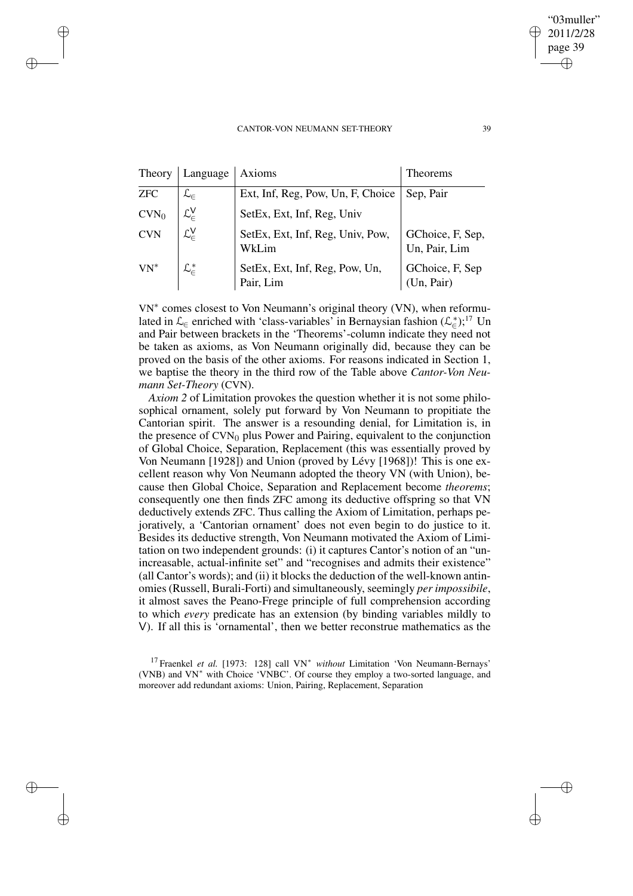| Theory | Language | Axioms | Theorems |
|---|---|---|---|
| ZFC | $\mathcal{L}_\in$ | Ext, Inf, Reg, Pow, Un, F, Choice | Sep, Pair |
| $\mathrm{CVN}_0$ | $\mathcal{L}_\in^\mathsf{V}$ | SetEx, Ext, Inf, Reg, Univ | |
| CVN | $\mathcal{L}_\in^\mathsf{V}$ | SetEx, Ext, Inf, Reg, Univ, Pow, WkLim | GChoice, F, Sep, Un, Pair, Lim |
| $\mathrm{VN}^*$ | $\mathcal{L}_\in^*$ | SetEx, Ext, Inf, Reg, Pow, Un, Pair, Lim | GChoice, F, Sep (Un, Pair) |

$\mathrm{VN}^*$ comes closest to Von Neumann's original theory (VN), when reformulated in $\mathcal{L}_\in$ enriched with 'class-variables' in Bernaysian fashion ($\mathcal{L}_\in^*$);[17] Un and Pair between brackets in the 'Theorems'-column indicate they need not be taken as axioms, as Von Neumann originally did, because they can be proved on the basis of the other axioms. For reasons indicated in Section 1, we baptise the theory in the third row of the Table above *Cantor-Von Neumann Set-Theory* (CVN).

*Axiom 2* of Limitation provokes the question whether it is not some philosophical ornament, solely put forward by Von Neumann to propitiate the Cantorian spirit. The answer is a resounding denial, for Limitation is, in the presence of $\mathrm{CVN}_0$ plus Power and Pairing, equivalent to the conjunction of Global Choice, Separation, Replacement (this was essentially proved by Von Neumann [1928]) and Union (proved by Lévy [1968])! This is one excellent reason why Von Neumann adopted the theory VN (with Union), because then Global Choice, Separation and Replacement become *theorems*; consequently one then finds ZFC among its deductive offspring so that VN deductively extends ZFC. Thus calling the Axiom of Limitation, perhaps pejoratively, a 'Cantorian ornament' does not even begin to do justice to it. Besides its deductive strength, Von Neumann motivated the Axiom of Limitation on two independent grounds: (i) it captures Cantor's notion of an "unincreasable, actual-infinite set" and "recognises and admits their existence" (all Cantor's words); and (ii) it blocks the deduction of the well-known antinomies (Russell, Burali-Forti) and simultaneously, seemingly *per impossibile*, it almost saves the Peano-Frege principle of full comprehension according to which *every* predicate has an extension (by binding variables mildly to V). If all this is 'ornamental', then we better reconstrue mathematics as the

[17] Fraenkel *et al.* [1973: 128] call $\mathrm{VN}^*$ *without* Limitation 'Von Neumann-Bernays' (VNB) and $\mathrm{VN}^*$ with Choice 'VNBC'. Of course they employ a two-sorted language, and moreover add redundant axioms: Union, Pairing, Replacement, Separation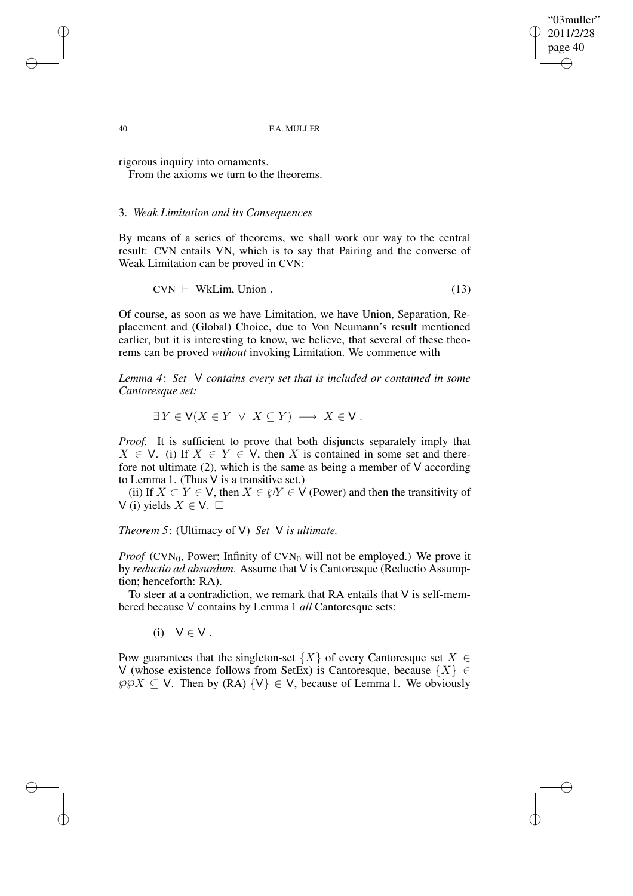rigorous inquiry into ornaments.

From the axioms we turn to the theorems.

## 3. *Weak Limitation and its Consequences*

By means of a series of theorems, we shall work our way to the central result: CVN entails VN, which is to say that Pairing and the converse of Weak Limitation can be proved in CVN:

$$\text{CVN} \ \vdash \ \text{WkLim, Union} \ . \tag{13}$$

Of course, as soon as we have Limitation, we have Union, Separation, Replacement and (Global) Choice, due to Von Neumann's result mentioned earlier, but it is interesting to know, we believe, that several of these theorems can be proved *without* invoking Limitation. We commence with

*Lemma 4*: *Set* $\mathsf{V}$ *contains every set that is included or contained in some Cantoresque set:*

$$\exists Y \in \mathsf{V}(X \in Y \ \vee \ X \subseteq Y) \ \longrightarrow \ X \in \mathsf{V} \ .$$

*Proof.* It is sufficient to prove that both disjuncts separately imply that $X \in \mathsf{V}$. (i) If $X \in Y \in \mathsf{V}$, then $X$ is contained in some set and therefore not ultimate (2), which is the same as being a member of $\mathsf{V}$ according to Lemma 1. (Thus $\mathsf{V}$ is a transitive set.)

(ii) If $X \subset Y \in \mathsf{V}$, then $X \in \wp Y \in \mathsf{V}$ (Power) and then the transitivity of $\mathsf{V}$ (i) yields $X \in \mathsf{V}$. $\square$

*Theorem 5*: (Ultimacy of $\mathsf{V}$) *Set* $\mathsf{V}$ *is ultimate.*

*Proof* ($\text{CVN}_0$, Power; Infinity of $\text{CVN}_0$ will not be employed.) We prove it by *reductio ad absurdum*. Assume that $\mathsf{V}$ is Cantoresque (Reductio Assumption; henceforth: RA).

To steer at a contradiction, we remark that RA entails that $\mathsf{V}$ is self-membered because $\mathsf{V}$ contains by Lemma 1 *all* Cantoresque sets:

$$\text{(i)} \quad \mathsf{V} \in \mathsf{V} \ .$$

Pow guarantees that the singleton-set $\{X\}$ of every Cantoresque set $X \in \mathsf{V}$ (whose existence follows from SetEx) is Cantoresque, because $\{X\} \in \wp\wp X \subseteq \mathsf{V}$. Then by (RA) $\{\mathsf{V}\} \in \mathsf{V}$, because of Lemma 1. We obviously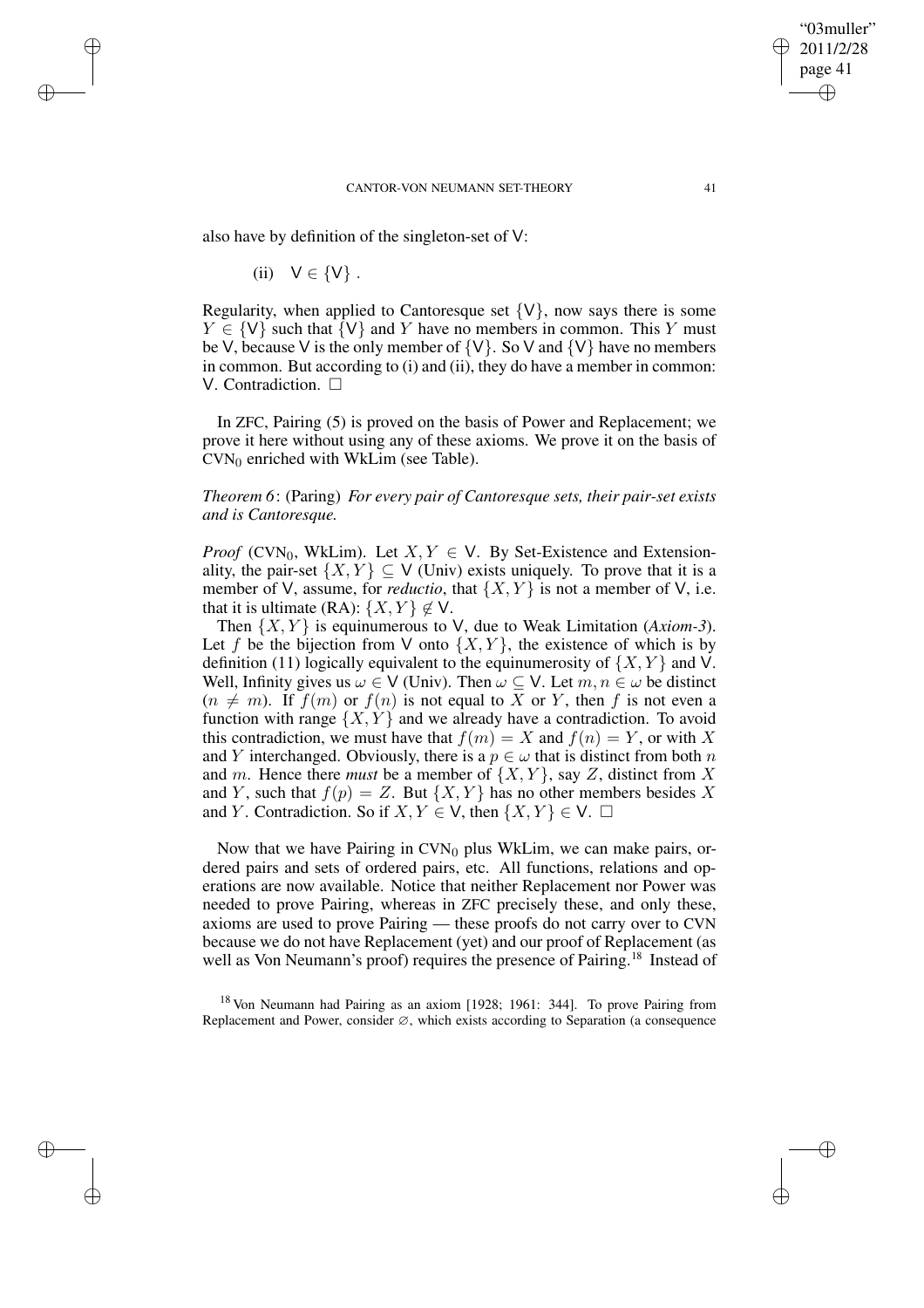also have by definition of the singleton-set of $\mathsf{V}$:

(ii) $\mathsf{V} \in \{\mathsf{V}\}$ .

Regularity, when applied to Cantoresque set $\{\mathsf{V}\}$, now says there is some $Y \in \{\mathsf{V}\}$ such that $\{\mathsf{V}\}$ and $Y$ have no members in common. This $Y$ must be $\mathsf{V}$, because $\mathsf{V}$ is the only member of $\{\mathsf{V}\}$. So $\mathsf{V}$ and $\{\mathsf{V}\}$ have no members in common. But according to (i) and (ii), they do have a member in common: $\mathsf{V}$. Contradiction. □

In ZFC, Pairing (5) is proved on the basis of Power and Replacement; we prove it here without using any of these axioms. We prove it on the basis of $\text{CVN}_0$ enriched with WkLim (see Table).

*Theorem 6*: (Paring) *For every pair of Cantoresque sets, their pair-set exists and is Cantoresque.*

*Proof* ($\text{CVN}_0$, WkLim). Let $X, Y \in \mathsf{V}$. By Set-Existence and Extensionality, the pair-set $\{X, Y\} \subseteq \mathsf{V}$ (Univ) exists uniquely. To prove that it is a member of $\mathsf{V}$, assume, for *reductio*, that $\{X, Y\}$ is not a member of $\mathsf{V}$, i.e. that it is ultimate (RA): $\{X, Y\} \notin \mathsf{V}$.

Then $\{X, Y\}$ is equinumerous to $\mathsf{V}$, due to Weak Limitation (*Axiom-3*). Let $f$ be the bijection from $\mathsf{V}$ onto $\{X, Y\}$, the existence of which is by definition (11) logically equivalent to the equinumerosity of $\{X, Y\}$ and $\mathsf{V}$. Well, Infinity gives us $\omega \in \mathsf{V}$ (Univ). Then $\omega \subseteq \mathsf{V}$. Let $m, n \in \omega$ be distinct ($n \neq m$). If $f(m)$ or $f(n)$ is not equal to $X$ or $Y$, then $f$ is not even a function with range $\{X, Y\}$ and we already have a contradiction. To avoid this contradiction, we must have that $f(m) = X$ and $f(n) = Y$, or with $X$ and $Y$ interchanged. Obviously, there is a $p \in \omega$ that is distinct from both $n$ and $m$. Hence there *must* be a member of $\{X, Y\}$, say $Z$, distinct from $X$ and $Y$, such that $f(p) = Z$. But $\{X, Y\}$ has no other members besides $X$ and $Y$. Contradiction. So if $X, Y \in \mathsf{V}$, then $\{X, Y\} \in \mathsf{V}$. □

Now that we have Pairing in $\text{CVN}_0$ plus WkLim, we can make pairs, ordered pairs and sets of ordered pairs, etc. All functions, relations and operations are now available. Notice that neither Replacement nor Power was needed to prove Pairing, whereas in ZFC precisely these, and only these, axioms are used to prove Pairing — these proofs do not carry over to CVN because we do not have Replacement (yet) and our proof of Replacement (as well as Von Neumann's proof) requires the presence of Pairing.[18] Instead of

[18] Von Neumann had Pairing as an axiom [1928; 1961: 344]. To prove Pairing from Replacement and Power, consider $\varnothing$, which exists according to Separation (a consequence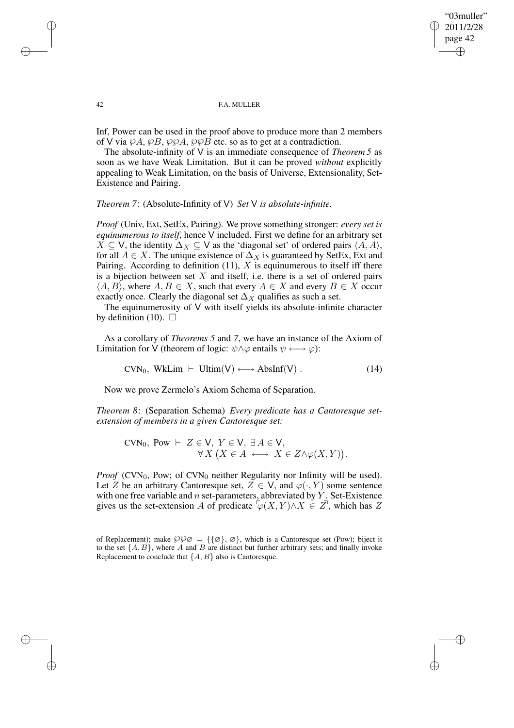Inf, Power can be used in the proof above to produce more than 2 members of $\mathsf{V}$ via $\wp A$, $\wp B$, $\wp\wp A$, $\wp\wp B$ etc. so as to get at a contradiction.

The absolute-infinity of $\mathsf{V}$ is an immediate consequence of *Theorem 5* as soon as we have Weak Limitation. But it can be proved *without* explicitly appealing to Weak Limitation, on the basis of Universe, Extensionality, Set-Existence and Pairing.

*Theorem 7*: (Absolute-Infinity of $\mathsf{V}$) *Set* $\mathsf{V}$ *is absolute-infinite.*

*Proof* (Univ, Ext, SetEx, Pairing). We prove something stronger: *every set is equinumerous to itself*, hence $\mathsf{V}$ included. First we define for an arbitrary set $X \subseteq \mathsf{V}$, the identity $\Delta_X \subseteq \mathsf{V}$ as the 'diagonal set' of ordered pairs $\langle A, A \rangle$, for all $A \in X$. The unique existence of $\Delta_X$ is guaranteed by SetEx, Ext and Pairing. According to definition (11), $X$ is equinumerous to itself iff there is a bijection between set $X$ and itself, i.e. there is a set of ordered pairs $\langle A, B \rangle$, where $A, B \in X$, such that every $A \in X$ and every $B \in X$ occur exactly once. Clearly the diagonal set $\Delta_X$ qualifies as such a set.

The equinumerosity of $\mathsf{V}$ with itself yields its absolute-infinite character by definition (10). $\square$

As a corollary of *Theorems 5* and *7*, we have an instance of the Axiom of Limitation for $\mathsf{V}$ (theorem of logic: $\psi \wedge \varphi$ entails $\psi \longleftrightarrow \varphi$):

$$\text{CVN}_0,\ \text{WkLim}\ \vdash\ \text{Ultim}(\mathsf{V}) \longleftrightarrow \text{AbsInf}(\mathsf{V})\ . \tag{14}$$

Now we prove Zermelo's Axiom Schema of Separation.

*Theorem 8*: (Separation Schema) *Every predicate has a Cantoresque set-extension of members in a given Cantoresque set:*

$$\begin{aligned}\text{CVN}_0,\ \text{Pow}\ \vdash\ & Z \in \mathsf{V},\ Y \in \mathsf{V},\ \exists\, A \in \mathsf{V},\\ & \forall\, X \big( X \in A \ \longleftrightarrow\ X \in Z \wedge \varphi(X, Y) \big).\end{aligned}$$

*Proof* ($\text{CVN}_0$, Pow; of $\text{CVN}_0$ neither Regularity nor Infinity will be used). Let $Z$ be an arbitrary Cantoresque set, $Z \in \mathsf{V}$, and $\varphi(\cdot, Y)$ some sentence with one free variable and $n$ set-parameters, abbreviated by $Y$. Set-Existence gives us the set-extension $A$ of predicate $\ulcorner\varphi(X, Y) \wedge X \in Z\urcorner$, which has $Z$

of Replacement); make $\wp\wp\varnothing = \{\{\varnothing\}, \varnothing\}$, which is a Cantoresque set (Pow); biject it to the set $\{A, B\}$, where $A$ and $B$ are distinct but further arbitrary sets; and finally invoke Replacement to conclude that $\{A, B\}$ also is Cantoresque.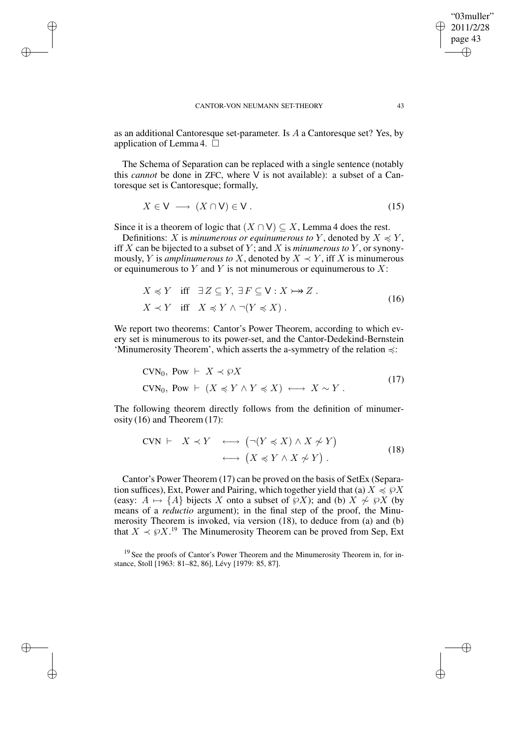as an additional Cantoresque set-parameter. Is $A$ a Cantoresque set? Yes, by application of Lemma 4. $\square$

The Schema of Separation can be replaced with a single sentence (notably this *cannot* be done in ZFC, where $\mathsf{V}$ is not available): a subset of a Cantoresque set is Cantoresque; formally,

$$X \in \mathsf{V} \longrightarrow (X \cap \mathsf{V}) \in \mathsf{V} \,. \tag{15}$$

Since it is a theorem of logic that $(X \cap \mathsf{V}) \subseteq X$, Lemma 4 does the rest.

Definitions: $X$ is *minumerous or equinumerous to* $Y$, denoted by $X \preccurlyeq Y$, iff $X$ can be bijected to a subset of $Y$; and $X$ is *minumerous to* $Y$, or synonymously, $Y$ is *amplinumerous to* $X$, denoted by $X \prec Y$, iff $X$ is minumerous or equinumerous to $Y$ and $Y$ is not minumerous or equinumerous to $X$:

$$\begin{aligned} X \preccurlyeq Y \quad &\text{iff} \quad \exists\, Z \subseteq Y,\ \exists\, F \subseteq \mathsf{V} : X \rightarrowtail\!\!\!\!\!\twoheadrightarrow Z \,. \\ X \prec Y \quad &\text{iff} \quad X \preccurlyeq Y \wedge \neg(Y \preccurlyeq X) \,. \end{aligned} \tag{16}$$

We report two theorems: Cantor's Power Theorem, according to which every set is minumerous to its power-set, and the Cantor-Dedekind-Bernstein 'Minumerosity Theorem', which asserts the a-symmetry of the relation $\preccurlyeq$:

$$\begin{aligned} &\text{CVN}_0,\ \text{Pow} \vdash\ X \prec \wp X \\ &\text{CVN}_0,\ \text{Pow} \vdash\ (X \preccurlyeq Y \wedge Y \preccurlyeq X) \longleftrightarrow X \sim Y \,. \end{aligned} \tag{17}$$

The following theorem directly follows from the definition of minumerosity (16) and Theorem (17):

$$\begin{aligned} \text{CVN} \vdash \quad X \prec Y \quad &\longleftrightarrow \big(\neg(Y \preccurlyeq X) \wedge X \not\sim Y\big) \\ &\longleftrightarrow \big(X \preccurlyeq Y \wedge X \not\sim Y\big) \,. \end{aligned} \tag{18}$$

Cantor's Power Theorem (17) can be proved on the basis of SetEx (Separation suffices), Ext, Power and Pairing, which together yield that (a) $X \preccurlyeq \wp X$ (easy: $A \mapsto \{A\}$ bijects $X$ onto a subset of $\wp X$); and (b) $X \not\sim \wp X$ (by means of a *reductio* argument); in the final step of the proof, the Minumerosity Theorem is invoked, via version (18), to deduce from (a) and (b) that $X \prec \wp X$.[19] The Minumerosity Theorem can be proved from Sep, Ext

[19] See the proofs of Cantor's Power Theorem and the Minumerosity Theorem in, for instance, Stoll [1963: 81–82, 86], Lévy [1979: 85, 87].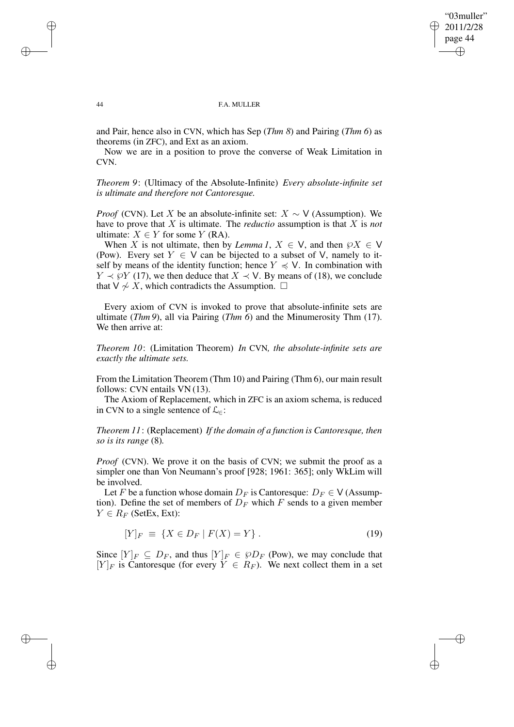and Pair, hence also in CVN, which has Sep (*Thm 8*) and Pairing (*Thm 6*) as theorems (in ZFC), and Ext as an axiom.

Now we are in a position to prove the converse of Weak Limitation in CVN.

*Theorem 9*: (Ultimacy of the Absolute-Infinite) *Every absolute-infinite set is ultimate and therefore not Cantoresque.*

*Proof* (CVN). Let $X$ be an absolute-infinite set: $X \sim \mathsf{V}$ (Assumption). We have to prove that $X$ is ultimate. The *reductio* assumption is that $X$ is *not* ultimate: $X \in Y$ for some $Y$ (RA).

When $X$ is not ultimate, then by *Lemma 1*, $X \in \mathsf{V}$, and then $\wp X \in \mathsf{V}$ (Pow). Every set $Y \in \mathsf{V}$ can be bijected to a subset of $\mathsf{V}$, namely to itself by means of the identity function; hence $Y \preccurlyeq \mathsf{V}$. In combination with $Y \prec \wp Y$ (17), we then deduce that $X \prec \mathsf{V}$. By means of (18), we conclude that $\mathsf{V} \not\sim X$, which contradicts the Assumption. $\square$

Every axiom of CVN is invoked to prove that absolute-infinite sets are ultimate (*Thm 9*), all via Pairing (*Thm 6*) and the Minumerosity Thm (17). We then arrive at:

*Theorem 10*: (Limitation Theorem) *In* CVN*, the absolute-infinite sets are exactly the ultimate sets.*

From the Limitation Theorem (Thm 10) and Pairing (Thm 6), our main result follows: CVN entails VN (13).

The Axiom of Replacement, which in ZFC is an axiom schema, is reduced in CVN to a single sentence of $\mathcal{L}_{\in}$:

*Theorem 11*: (Replacement) *If the domain of a function is Cantoresque, then so is its range* (8)*.*

*Proof* (CVN). We prove it on the basis of CVN; we submit the proof as a simpler one than Von Neumann's proof [928; 1961: 365]; only WkLim will be involved.

Let $F$ be a function whose domain $D_F$ is Cantoresque: $D_F \in \mathsf{V}$ (Assumption). Define the set of members of $D_F$ which $F$ sends to a given member $Y \in R_F$ (SetEx, Ext):

$$[Y]_F \equiv \{X \in D_F \mid F(X) = Y\} . \tag{19}$$

Since $[Y]_F \subseteq D_F$, and thus $[Y]_F \in \wp D_F$ (Pow), we may conclude that $[Y]_F$ is Cantoresque (for every $Y \in R_F$). We next collect them in a set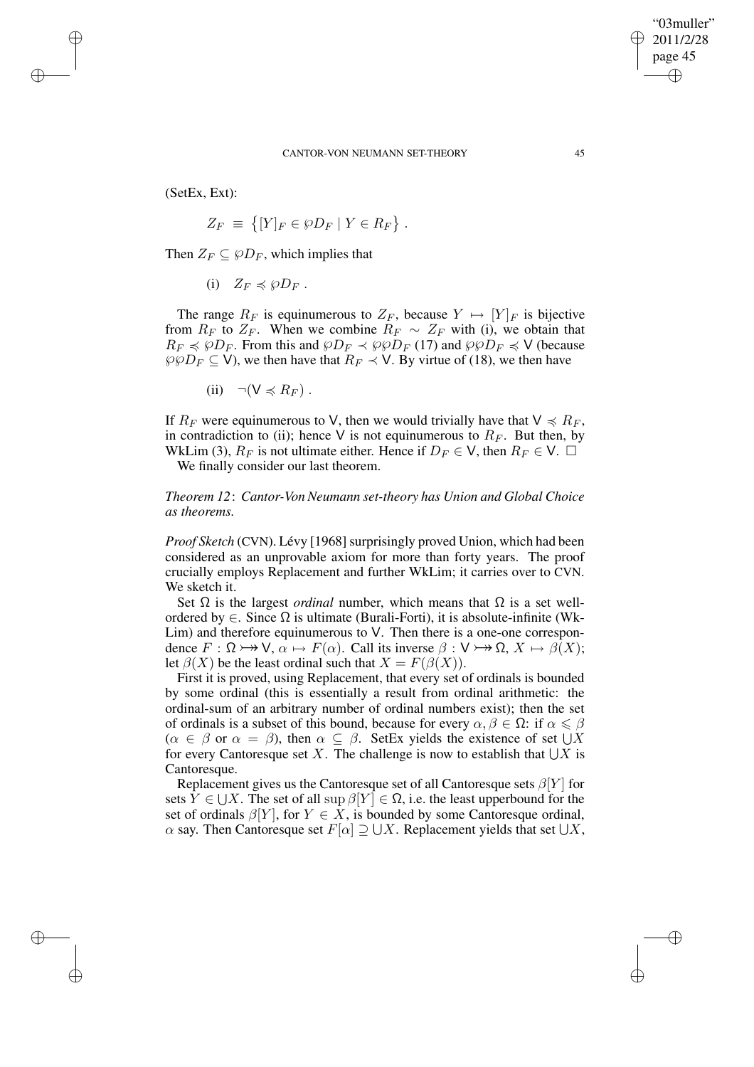(SetEx, Ext):

$$Z_F \;\equiv\; \big\{ [Y]_F \in \wp D_F \mid Y \in R_F \big\} \,.$$

Then $Z_F \subseteq \wp D_F$, which implies that

(i) $\;\; Z_F \preccurlyeq \wp D_F$ .

The range $R_F$ is equinumerous to $Z_F$, because $Y \mapsto [Y]_F$ is bijective from $R_F$ to $Z_F$. When we combine $R_F \sim Z_F$ with (i), we obtain that $R_F \preccurlyeq \wp D_F$. From this and $\wp D_F \prec \wp\wp D_F$ (17) and $\wp\wp D_F \preccurlyeq \mathsf{V}$ (because $\wp\wp D_F \subseteq \mathsf{V}$), we then have that $R_F \prec \mathsf{V}$. By virtue of (18), we then have

(ii) $\;\; \neg(\mathsf{V} \preccurlyeq R_F)$ .

If $R_F$ were equinumerous to $\mathsf{V}$, then we would trivially have that $\mathsf{V} \preccurlyeq R_F$, in contradiction to (ii); hence $\mathsf{V}$ is not equinumerous to $R_F$. But then, by WkLim (3), $R_F$ is not ultimate either. Hence if $D_F \in \mathsf{V}$, then $R_F \in \mathsf{V}$. $\square$

We finally consider our last theorem.

*Theorem 12*: *Cantor-Von Neumann set-theory has Union and Global Choice as theorems.*

*Proof Sketch* (CVN). Lévy [1968] surprisingly proved Union, which had been considered as an unprovable axiom for more than forty years. The proof crucially employs Replacement and further WkLim; it carries over to CVN. We sketch it.

Set $\Omega$ is the largest *ordinal* number, which means that $\Omega$ is a set well-ordered by $\in$. Since $\Omega$ is ultimate (Burali-Forti), it is absolute-infinite (WkLim) and therefore equinumerous to $\mathsf{V}$. Then there is a one-one correspondence $F : \Omega \rightarrowtail\!\!\!\!\!\twoheadrightarrow \mathsf{V}$, $\alpha \mapsto F(\alpha)$. Call its inverse $\beta : \mathsf{V} \rightarrowtail\!\!\!\!\!\twoheadrightarrow \Omega$, $X \mapsto \beta(X)$; let $\beta(X)$ be the least ordinal such that $X = F(\beta(X))$.

First it is proved, using Replacement, that every set of ordinals is bounded by some ordinal (this is essentially a result from ordinal arithmetic: the ordinal-sum of an arbitrary number of ordinal numbers exist); then the set of ordinals is a subset of this bound, because for every $\alpha, \beta \in \Omega$: if $\alpha \leqslant \beta$ ($\alpha \in \beta$ or $\alpha = \beta$), then $\alpha \subseteq \beta$. SetEx yields the existence of set $\bigcup X$ for every Cantoresque set $X$. The challenge is now to establish that $\bigcup X$ is Cantoresque.

Replacement gives us the Cantoresque set of all Cantoresque sets $\beta[Y]$ for sets $Y \in \bigcup X$. The set of all $\sup \beta[Y] \in \Omega$, i.e. the least upperbound for the set of ordinals $\beta[Y]$, for $Y \in X$, is bounded by some Cantoresque ordinal, $\alpha$ say. Then Cantoresque set $F[\alpha] \supseteq \bigcup X$. Replacement yields that set $\bigcup X$,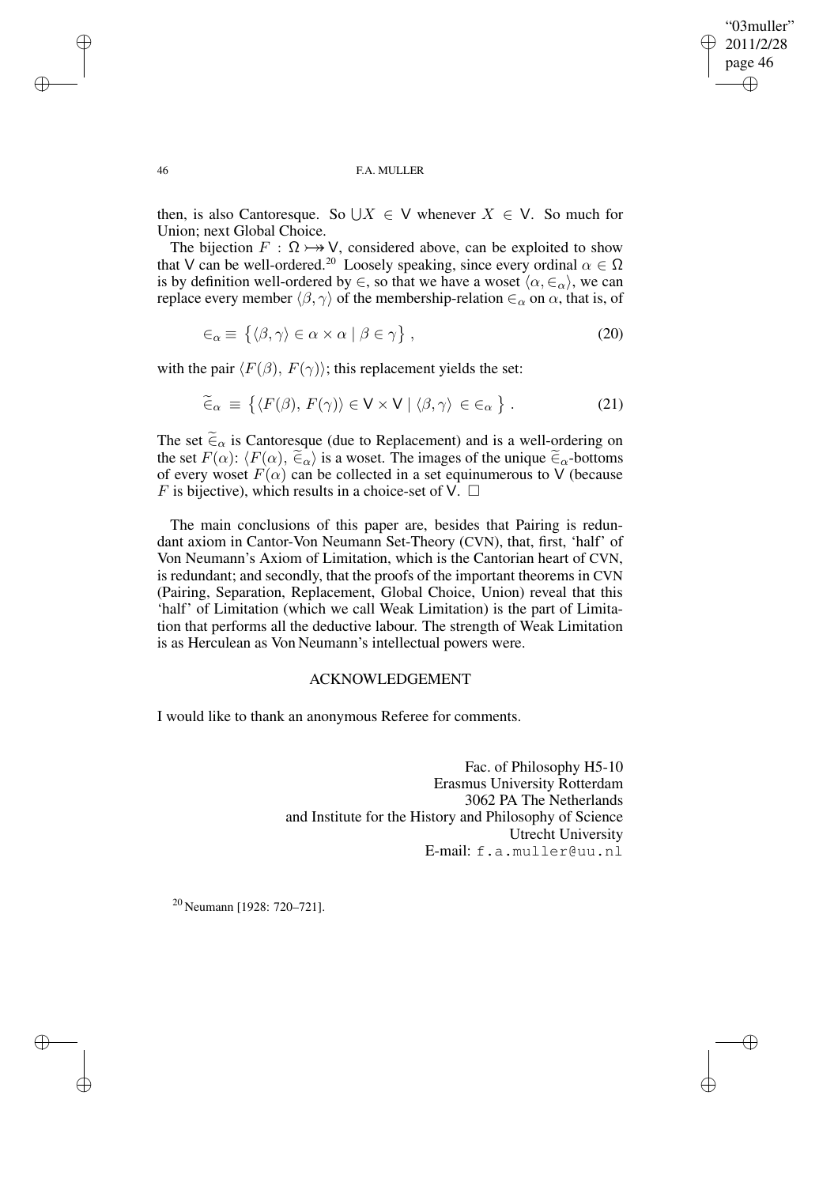then, is also Cantoresque. So $\bigcup X \in \mathsf{V}$ whenever $X \in \mathsf{V}$. So much for Union; next Global Choice.

The bijection $F : \Omega \rightarrowtail\!\!\!\!\rightarrow \mathsf{V}$, considered above, can be exploited to show that $\mathsf{V}$ can be well-ordered.[20] Loosely speaking, since every ordinal $\alpha \in \Omega$ is by definition well-ordered by $\in$, so that we have a woset $\langle \alpha, \in_\alpha \rangle$, we can replace every member $\langle \beta, \gamma \rangle$ of the membership-relation $\in_\alpha$ on $\alpha$, that is, of

$$\in_\alpha \equiv \left\{ \langle \beta, \gamma \rangle \in \alpha \times \alpha \mid \beta \in \gamma \right\}, \tag{20}$$

with the pair $\langle F(\beta),\, F(\gamma) \rangle$; this replacement yields the set:

$$\widetilde{\in}_\alpha \; \equiv \; \left\{ \langle F(\beta),\, F(\gamma) \rangle \in \mathsf{V} \times \mathsf{V} \mid \langle \beta, \gamma \rangle \, \in \in_\alpha \right\}. \tag{21}$$

The set $\widetilde{\in}_\alpha$ is Cantoresque (due to Replacement) and is a well-ordering on the set $F(\alpha)$: $\langle F(\alpha),\, \widetilde{\in}_\alpha \rangle$ is a woset. The images of the unique $\widetilde{\in}_\alpha$-bottoms of every woset $F(\alpha)$ can be collected in a set equinumerous to $\mathsf{V}$ (because $F$ is bijective), which results in a choice-set of $\mathsf{V}$. $\square$

The main conclusions of this paper are, besides that Pairing is redundant axiom in Cantor-Von Neumann Set-Theory (CVN), that, first, 'half' of Von Neumann's Axiom of Limitation, which is the Cantorian heart of CVN, is redundant; and secondly, that the proofs of the important theorems in CVN (Pairing, Separation, Replacement, Global Choice, Union) reveal that this 'half' of Limitation (which we call Weak Limitation) is the part of Limitation that performs all the deductive labour. The strength of Weak Limitation is as Herculean as Von Neumann's intellectual powers were.

## ACKNOWLEDGEMENT

I would like to thank an anonymous Referee for comments.

Fac. of Philosophy H5-10
Erasmus University Rotterdam
3062 PA The Netherlands
and Institute for the History and Philosophy of Science
Utrecht University
E-mail: f.a.muller@uu.nl

[20] Neumann [1928: 720–721].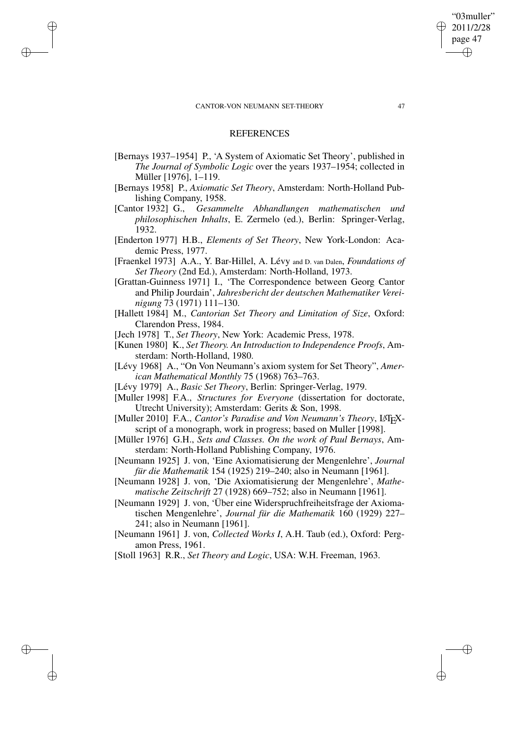## REFERENCES

[Bernays 1937–1954] P., 'A System of Axiomatic Set Theory', published in *The Journal of Symbolic Logic* over the years 1937–1954; collected in Müller [1976], 1–119.

[Bernays 1958] P., *Axiomatic Set Theory*, Amsterdam: North-Holland Publishing Company, 1958.

[Cantor 1932] G., *Gesammelte Abhandlungen mathematischen und philosophischen Inhalts*, E. Zermelo (ed.), Berlin: Springer-Verlag, 1932.

[Enderton 1977] H.B., *Elements of Set Theory*, New York-London: Academic Press, 1977.

[Fraenkel 1973] A.A., Y. Bar-Hillel, A. Lévy and D. van Dalen, *Foundations of Set Theory* (2nd Ed.), Amsterdam: North-Holland, 1973.

[Grattan-Guinness 1971] I., 'The Correspondence between Georg Cantor and Philip Jourdain', *Jahresbericht der deutschen Mathematiker Vereinigung* 73 (1971) 111–130.

[Hallett 1984] M., *Cantorian Set Theory and Limitation of Size*, Oxford: Clarendon Press, 1984.

[Jech 1978] T., *Set Theory*, New York: Academic Press, 1978.

[Kunen 1980] K., *Set Theory. An Introduction to Independence Proofs*, Amsterdam: North-Holland, 1980.

[Lévy 1968] A., "On Von Neumann's axiom system for Set Theory", *American Mathematical Monthly* 75 (1968) 763–763.

[Lévy 1979] A., *Basic Set Theory*, Berlin: Springer-Verlag, 1979.

[Muller 1998] F.A., *Structures for Everyone* (dissertation for doctorate, Utrecht University); Amsterdam: Gerits & Son, 1998.

[Muller 2010] F.A., *Cantor's Paradise and Von Neumann's Theory*, LaTeX-script of a monograph, work in progress; based on Muller [1998].

[Müller 1976] G.H., *Sets and Classes. On the work of Paul Bernays*, Amsterdam: North-Holland Publishing Company, 1976.

[Neumann 1925] J. von, 'Eine Axiomatisierung der Mengenlehre', *Journal für die Mathematik* 154 (1925) 219–240; also in Neumann [1961].

[Neumann 1928] J. von, 'Die Axiomatisierung der Mengenlehre', *Mathematische Zeitschrift* 27 (1928) 669–752; also in Neumann [1961].

[Neumann 1929] J. von, 'Über eine Widerspruchfreiheitsfrage der Axiomatischen Mengenlehre', *Journal für die Mathematik* 160 (1929) 227–241; also in Neumann [1961].

[Neumann 1961] J. von, *Collected Works I*, A.H. Taub (ed.), Oxford: Pergamon Press, 1961.

[Stoll 1963] R.R., *Set Theory and Logic*, USA: W.H. Freeman, 1963.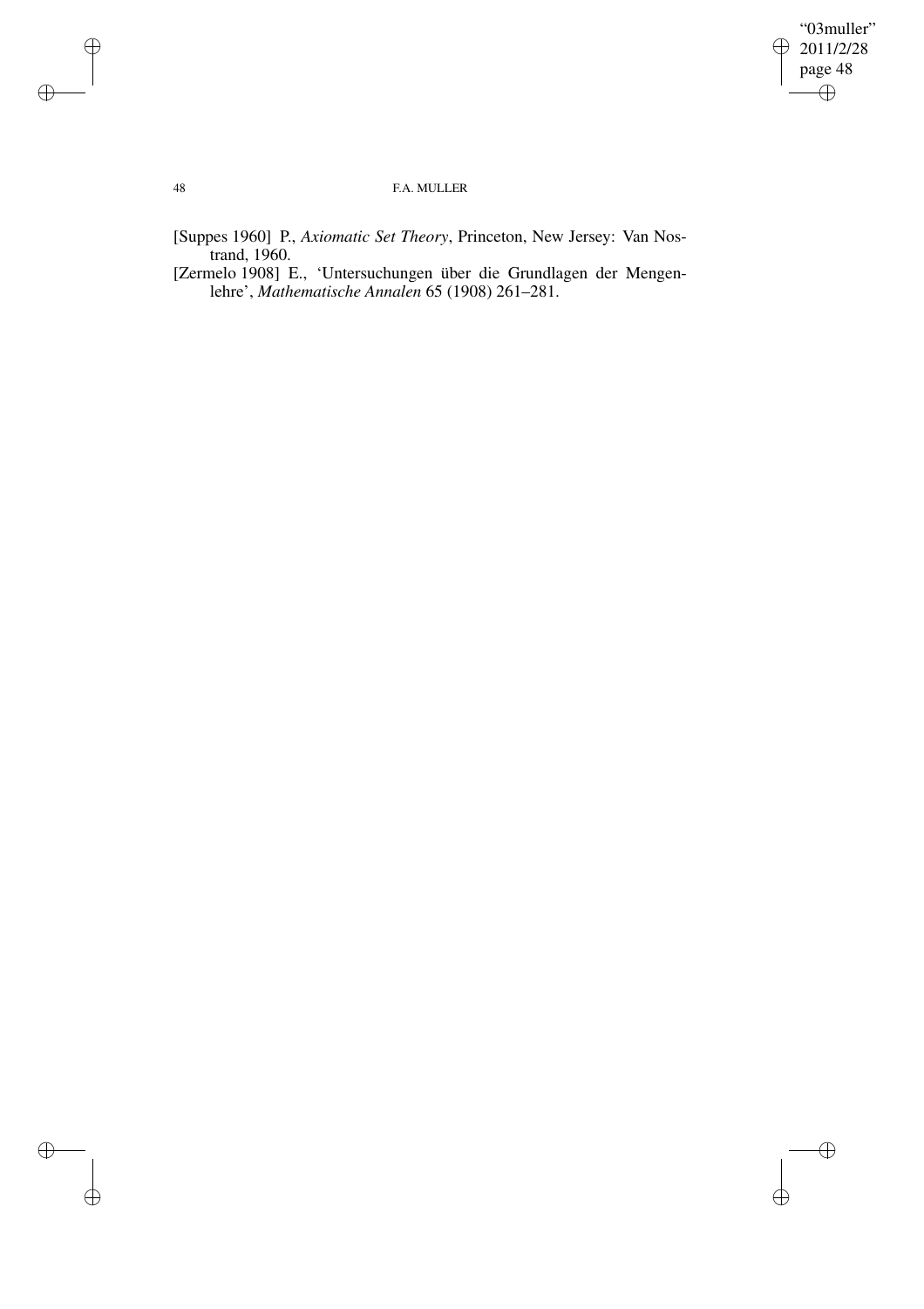[Suppes 1960] P., *Axiomatic Set Theory*, Princeton, New Jersey: Van Nostrand, 1960.

[Zermelo 1908] E., 'Untersuchungen über die Grundlagen der Mengenlehre', *Mathematische Annalen* 65 (1908) 261–281.